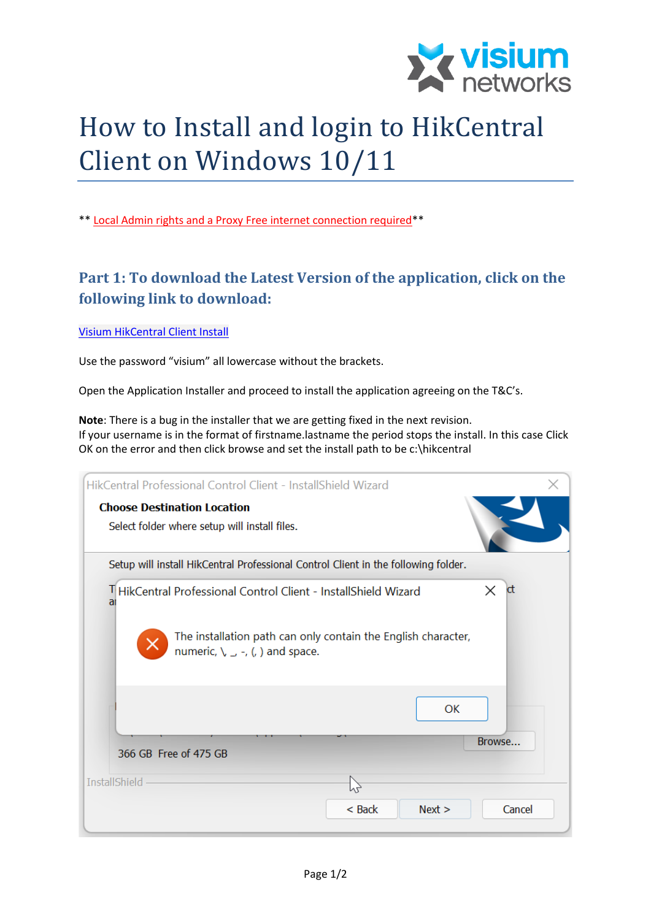# How to Install and login to HikCentral Client on Windows 10/11

** Local Admin rights and a Proxy Free internet connection required**

## Part 1: To download the Latest Version of the application, click on the following link to download:

Visium HikCentral Client Install

Use the password "visium" all lowercase without the brackets.

Open the Application Installer and proceed to install the application agreeing on the T&C's.

**Note**: There is a bug in the installer that we are getting fixed in the next revision.
If your username is in the format of firstname.lastname the period stops the install. In this case Click OK on the error and then click browse and set the install path to be c:\hikcentral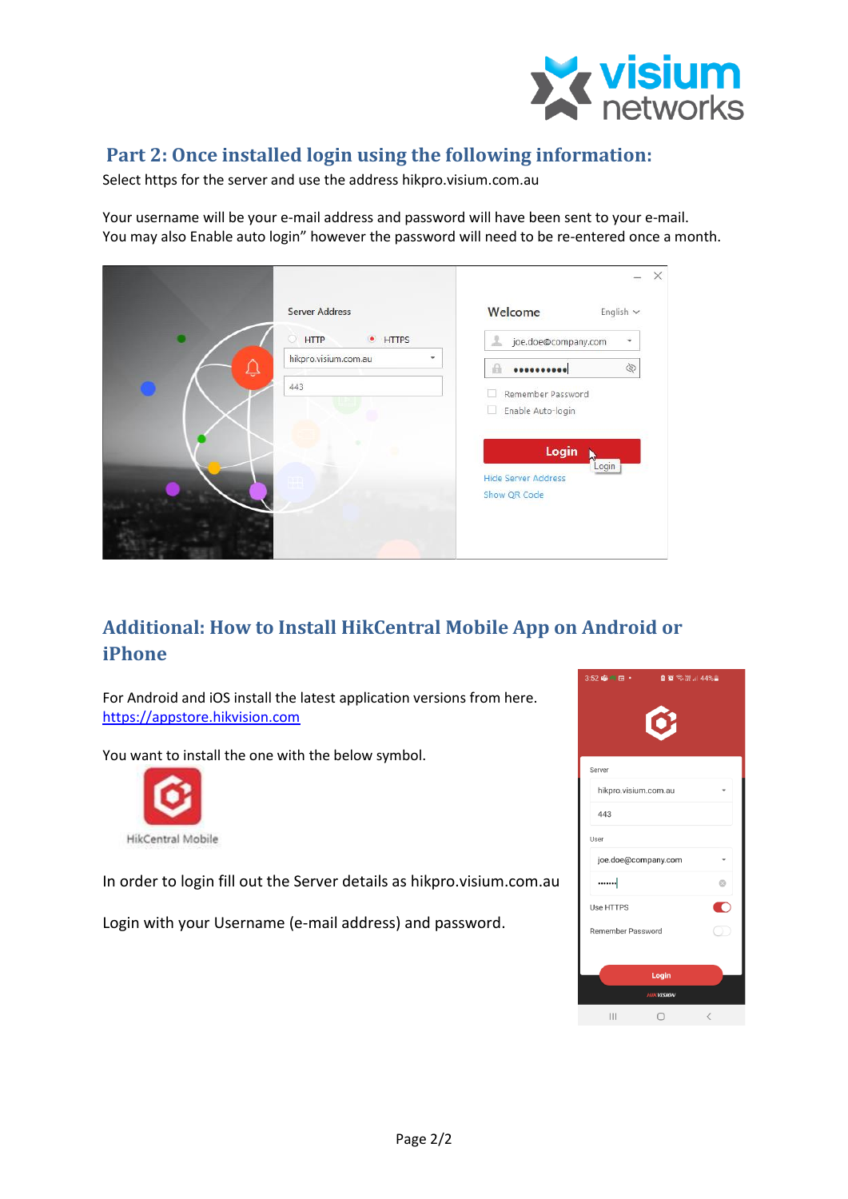## Part 2: Once installed login using the following information:

Select https for the server and use the address hikpro.visium.com.au

Your username will be your e-mail address and password will have been sent to your e-mail.
You may also Enable auto login" however the password will need to be re-entered once a month.

## Additional: How to Install HikCentral Mobile App on Android or iPhone

For Android and iOS install the latest application versions from here.
https://appstore.hikvision.com

You want to install the one with the below symbol.

HikCentral Mobile

In order to login fill out the Server details as hikpro.visium.com.au

Login with your Username (e-mail address) and password.